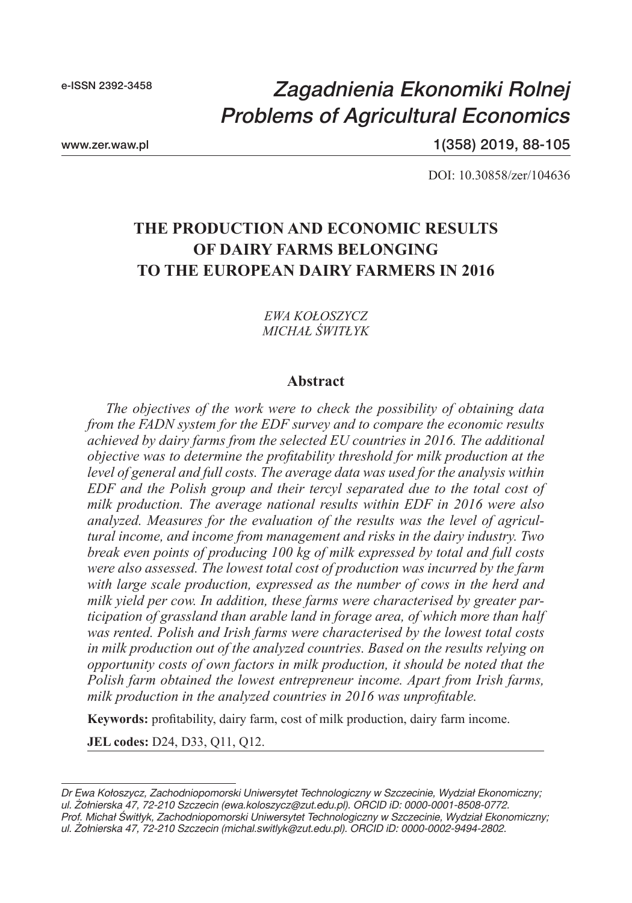e-ISSN 2392-3458

*Zagadnienia Ekonomiki Rolnej*
*Problems of Agricultural Economics*

www.zer.waw.pl

1(358) 2019, 88-105

DOI: 10.30858/zer/104636

# THE PRODUCTION AND ECONOMIC RESULTS OF DAIRY FARMS BELONGING TO THE EUROPEAN DAIRY FARMERS IN 2016

*EWA KOŁOSZYCZ*
*MICHAŁ ŚWITŁYK*

## Abstract

*The objectives of the work were to check the possibility of obtaining data from the FADN system for the EDF survey and to compare the economic results achieved by dairy farms from the selected EU countries in 2016. The additional objective was to determine the profitability threshold for milk production at the level of general and full costs. The average data was used for the analysis within EDF and the Polish group and their tercyl separated due to the total cost of milk production. The average national results within EDF in 2016 were also analyzed. Measures for the evaluation of the results was the level of agricultural income, and income from management and risks in the dairy industry. Two break even points of producing 100 kg of milk expressed by total and full costs were also assessed. The lowest total cost of production was incurred by the farm with large scale production, expressed as the number of cows in the herd and milk yield per cow. In addition, these farms were characterised by greater participation of grassland than arable land in forage area, of which more than half was rented. Polish and Irish farms were characterised by the lowest total costs in milk production out of the analyzed countries. Based on the results relying on opportunity costs of own factors in milk production, it should be noted that the Polish farm obtained the lowest entrepreneur income. Apart from Irish farms, milk production in the analyzed countries in 2016 was unprofitable.*

**Keywords:** profitability, dairy farm, cost of milk production, dairy farm income.

**JEL codes:** D24, D33, Q11, Q12.

---

*Dr Ewa Kołoszycz, Zachodniopomorski Uniwersytet Technologiczny w Szczecinie, Wydział Ekonomiczny; ul. Żołnierska 47, 72-210 Szczecin (ewa.koloszycz@zut.edu.pl). ORCID iD: 0000-0001-8508-0772.*
*Prof. Michał Świtłyk, Zachodniopomorski Uniwersytet Technologiczny w Szczecinie, Wydział Ekonomiczny; ul. Żołnierska 47, 72-210 Szczecin (michal.switlyk@zut.edu.pl). ORCID iD: 0000-0002-9494-2802.*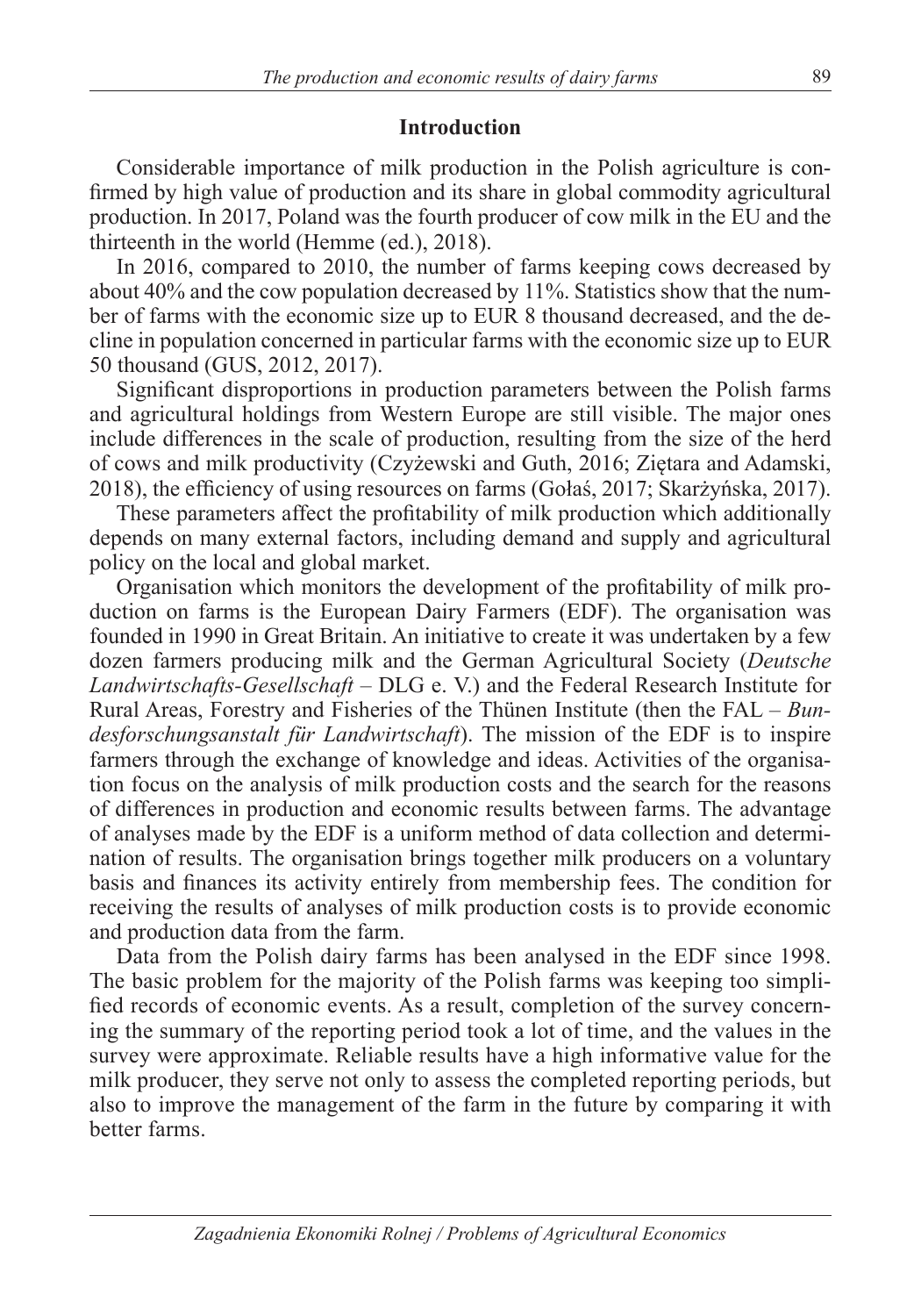## Introduction

Considerable importance of milk production in the Polish agriculture is confirmed by high value of production and its share in global commodity agricultural production. In 2017, Poland was the fourth producer of cow milk in the EU and the thirteenth in the world (Hemme (ed.), 2018).

In 2016, compared to 2010, the number of farms keeping cows decreased by about 40% and the cow population decreased by 11%. Statistics show that the number of farms with the economic size up to EUR 8 thousand decreased, and the decline in population concerned in particular farms with the economic size up to EUR 50 thousand (GUS, 2012, 2017).

Significant disproportions in production parameters between the Polish farms and agricultural holdings from Western Europe are still visible. The major ones include differences in the scale of production, resulting from the size of the herd of cows and milk productivity (Czyżewski and Guth, 2016; Ziętara and Adamski, 2018), the efficiency of using resources on farms (Gołaś, 2017; Skarżyńska, 2017).

These parameters affect the profitability of milk production which additionally depends on many external factors, including demand and supply and agricultural policy on the local and global market.

Organisation which monitors the development of the profitability of milk production on farms is the European Dairy Farmers (EDF). The organisation was founded in 1990 in Great Britain. An initiative to create it was undertaken by a few dozen farmers producing milk and the German Agricultural Society (*Deutsche Landwirtschafts-Gesellschaft* – DLG e. V.) and the Federal Research Institute for Rural Areas, Forestry and Fisheries of the Thünen Institute (then the FAL – *Bundesforschungsanstalt für Landwirtschaft*). The mission of the EDF is to inspire farmers through the exchange of knowledge and ideas. Activities of the organisation focus on the analysis of milk production costs and the search for the reasons of differences in production and economic results between farms. The advantage of analyses made by the EDF is a uniform method of data collection and determination of results. The organisation brings together milk producers on a voluntary basis and finances its activity entirely from membership fees. The condition for receiving the results of analyses of milk production costs is to provide economic and production data from the farm.

Data from the Polish dairy farms has been analysed in the EDF since 1998. The basic problem for the majority of the Polish farms was keeping too simplified records of economic events. As a result, completion of the survey concerning the summary of the reporting period took a lot of time, and the values in the survey were approximate. Reliable results have a high informative value for the milk producer, they serve not only to assess the completed reporting periods, but also to improve the management of the farm in the future by comparing it with better farms.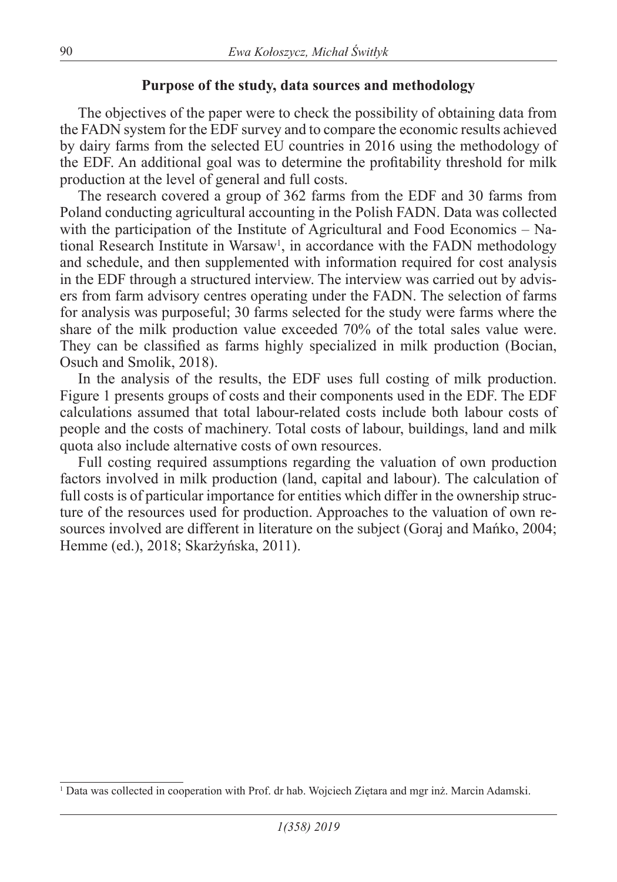## Purpose of the study, data sources and methodology

The objectives of the paper were to check the possibility of obtaining data from the FADN system for the EDF survey and to compare the economic results achieved by dairy farms from the selected EU countries in 2016 using the methodology of the EDF. An additional goal was to determine the profitability threshold for milk production at the level of general and full costs.

The research covered a group of 362 farms from the EDF and 30 farms from Poland conducting agricultural accounting in the Polish FADN. Data was collected with the participation of the Institute of Agricultural and Food Economics – National Research Institute in Warsaw[1], in accordance with the FADN methodology and schedule, and then supplemented with information required for cost analysis in the EDF through a structured interview. The interview was carried out by advisers from farm advisory centres operating under the FADN. The selection of farms for analysis was purposeful; 30 farms selected for the study were farms where the share of the milk production value exceeded 70% of the total sales value were. They can be classified as farms highly specialized in milk production (Bocian, Osuch and Smolik, 2018).

In the analysis of the results, the EDF uses full costing of milk production. Figure 1 presents groups of costs and their components used in the EDF. The EDF calculations assumed that total labour-related costs include both labour costs of people and the costs of machinery. Total costs of labour, buildings, land and milk quota also include alternative costs of own resources.

Full costing required assumptions regarding the valuation of own production factors involved in milk production (land, capital and labour). The calculation of full costs is of particular importance for entities which differ in the ownership structure of the resources used for production. Approaches to the valuation of own resources involved are different in literature on the subject (Goraj and Mańko, 2004; Hemme (ed.), 2018; Skarżyńska, 2011).

[1] Data was collected in cooperation with Prof. dr hab. Wojciech Ziętara and mgr inż. Marcin Adamski.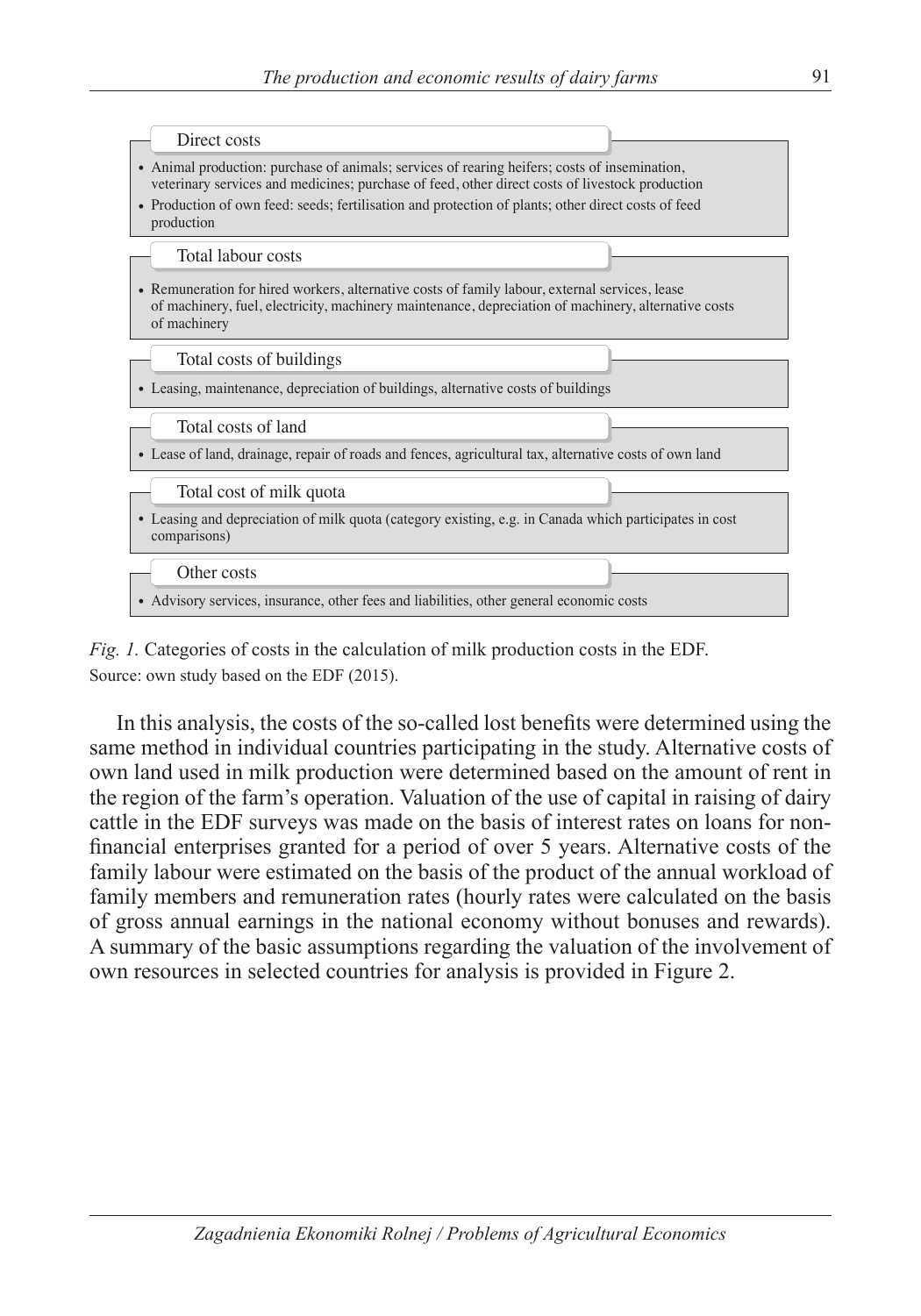**Direct costs**

- Animal production: purchase of animals; services of rearing heifers; costs of insemination, veterinary services and medicines; purchase of feed, other direct costs of livestock production
- Production of own feed: seeds; fertilisation and protection of plants; other direct costs of feed production

**Total labour costs**

- Remuneration for hired workers, alternative costs of family labour, external services, lease of machinery, fuel, electricity, machinery maintenance, depreciation of machinery, alternative costs of machinery

**Total costs of buildings**

- Leasing, maintenance, depreciation of buildings, alternative costs of buildings

**Total costs of land**

- Lease of land, drainage, repair of roads and fences, agricultural tax, alternative costs of own land

**Total cost of milk quota**

- Leasing and depreciation of milk quota (category existing, e.g. in Canada which participates in cost comparisons)

**Other costs**

- Advisory services, insurance, other fees and liabilities, other general economic costs

*Fig. 1.* Categories of costs in the calculation of milk production costs in the EDF.
Source: own study based on the EDF (2015).

In this analysis, the costs of the so-called lost benefits were determined using the same method in individual countries participating in the study. Alternative costs of own land used in milk production were determined based on the amount of rent in the region of the farm's operation. Valuation of the use of capital in raising of dairy cattle in the EDF surveys was made on the basis of interest rates on loans for non-financial enterprises granted for a period of over 5 years. Alternative costs of the family labour were estimated on the basis of the product of the annual workload of family members and remuneration rates (hourly rates were calculated on the basis of gross annual earnings in the national economy without bonuses and rewards). A summary of the basic assumptions regarding the valuation of the involvement of own resources in selected countries for analysis is provided in Figure 2.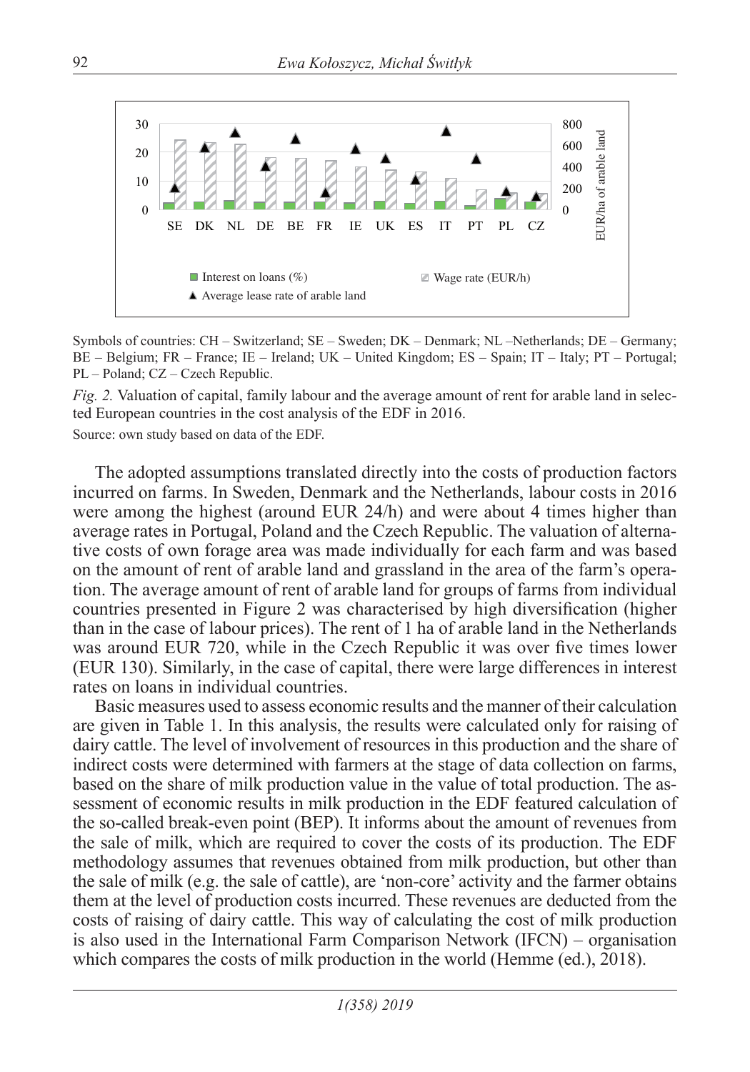Symbols of countries: CH – Switzerland; SE – Sweden; DK – Denmark; NL –Netherlands; DE – Germany; BE – Belgium; FR – France; IE – Ireland; UK – United Kingdom; ES – Spain; IT – Italy; PT – Portugal; PL – Poland; CZ – Czech Republic.

*Fig. 2.* Valuation of capital, family labour and the average amount of rent for arable land in selected European countries in the cost analysis of the EDF in 2016.

Source: own study based on data of the EDF.

The adopted assumptions translated directly into the costs of production factors incurred on farms. In Sweden, Denmark and the Netherlands, labour costs in 2016 were among the highest (around EUR 24/h) and were about 4 times higher than average rates in Portugal, Poland and the Czech Republic. The valuation of alternative costs of own forage area was made individually for each farm and was based on the amount of rent of arable land and grassland in the area of the farm's operation. The average amount of rent of arable land for groups of farms from individual countries presented in Figure 2 was characterised by high diversification (higher than in the case of labour prices). The rent of 1 ha of arable land in the Netherlands was around EUR 720, while in the Czech Republic it was over five times lower (EUR 130). Similarly, in the case of capital, there were large differences in interest rates on loans in individual countries.

Basic measures used to assess economic results and the manner of their calculation are given in Table 1. In this analysis, the results were calculated only for raising of dairy cattle. The level of involvement of resources in this production and the share of indirect costs were determined with farmers at the stage of data collection on farms, based on the share of milk production value in the value of total production. The assessment of economic results in milk production in the EDF featured calculation of the so-called break-even point (BEP). It informs about the amount of revenues from the sale of milk, which are required to cover the costs of its production. The EDF methodology assumes that revenues obtained from milk production, but other than the sale of milk (e.g. the sale of cattle), are 'non-core' activity and the farmer obtains them at the level of production costs incurred. These revenues are deducted from the costs of raising of dairy cattle. This way of calculating the cost of milk production is also used in the International Farm Comparison Network (IFCN) – organisation which compares the costs of milk production in the world (Hemme (ed.), 2018).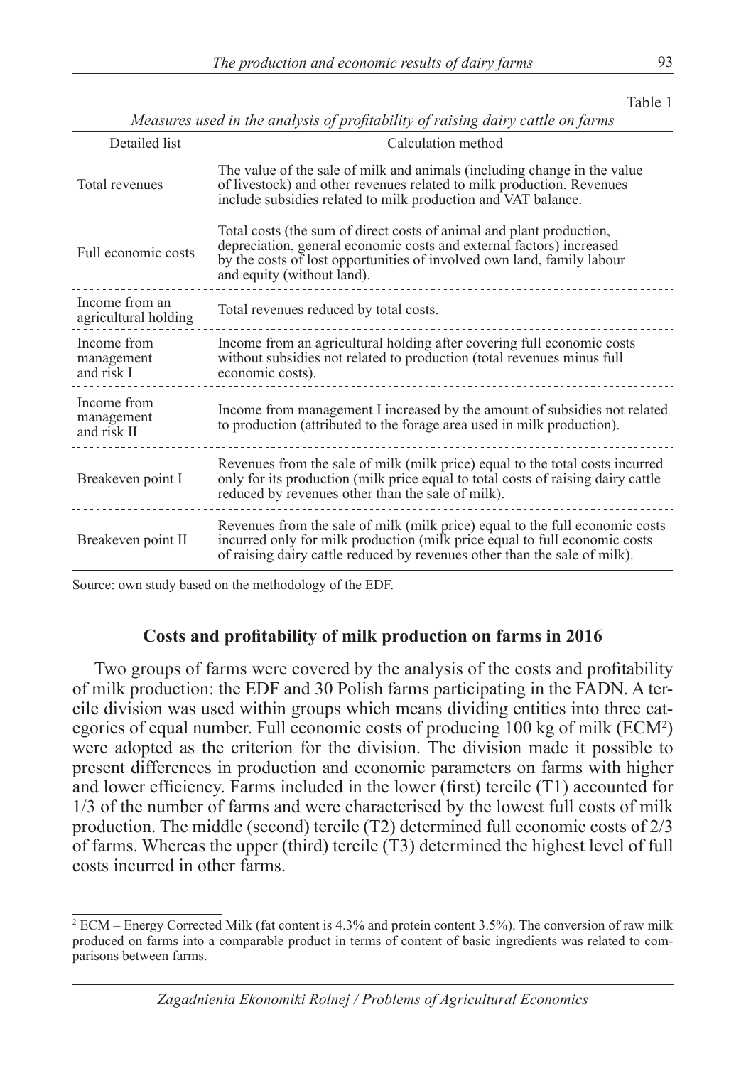Table 1

*Measures used in the analysis of profitability of raising dairy cattle on farms*

| Detailed list | Calculation method |
|---|---|
| Total revenues | The value of the sale of milk and animals (including change in the value of livestock) and other revenues related to milk production. Revenues include subsidies related to milk production and VAT balance. |
| Full economic costs | Total costs (the sum of direct costs of animal and plant production, depreciation, general economic costs and external factors) increased by the costs of lost opportunities of involved own land, family labour and equity (without land). |
| Income from an agricultural holding | Total revenues reduced by total costs. |
| Income from management and risk I | Income from an agricultural holding after covering full economic costs without subsidies not related to production (total revenues minus full economic costs). |
| Income from management and risk II | Income from management I increased by the amount of subsidies not related to production (attributed to the forage area used in milk production). |
| Breakeven point I | Revenues from the sale of milk (milk price) equal to the total costs incurred only for its production (milk price equal to total costs of raising dairy cattle reduced by revenues other than the sale of milk). |
| Breakeven point II | Revenues from the sale of milk (milk price) equal to the full economic costs incurred only for milk production (milk price equal to full economic costs of raising dairy cattle reduced by revenues other than the sale of milk). |

Source: own study based on the methodology of the EDF.

## Costs and profitability of milk production on farms in 2016

Two groups of farms were covered by the analysis of the costs and profitability of milk production: the EDF and 30 Polish farms participating in the FADN. A tercile division was used within groups which means dividing entities into three categories of equal number. Full economic costs of producing 100 kg of milk (ECM[2]) were adopted as the criterion for the division. The division made it possible to present differences in production and economic parameters on farms with higher and lower efficiency. Farms included in the lower (first) tercile (T1) accounted for 1/3 of the number of farms and were characterised by the lowest full costs of milk production. The middle (second) tercile (T2) determined full economic costs of 2/3 of farms. Whereas the upper (third) tercile (T3) determined the highest level of full costs incurred in other farms.

[2] ECM – Energy Corrected Milk (fat content is 4.3% and protein content 3.5%). The conversion of raw milk produced on farms into a comparable product in terms of content of basic ingredients was related to comparisons between farms.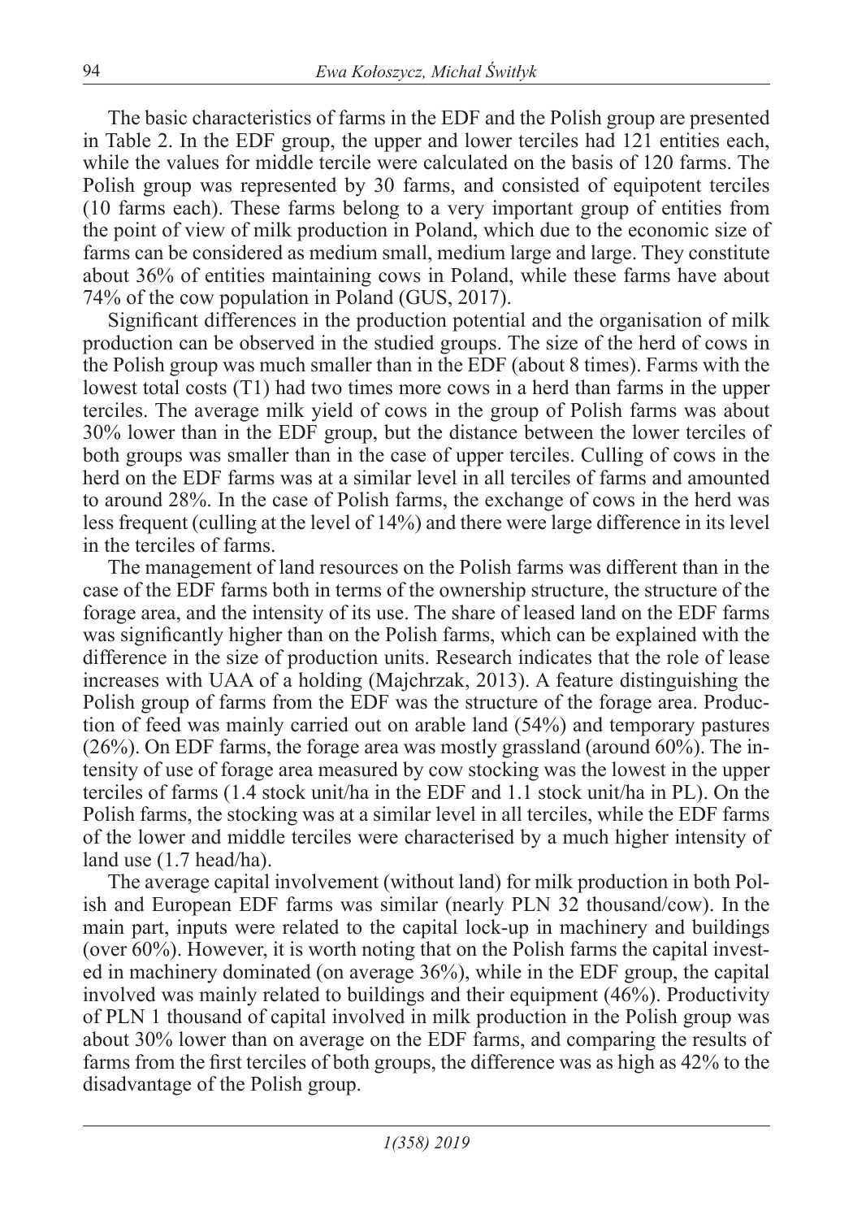The basic characteristics of farms in the EDF and the Polish group are presented in Table 2. In the EDF group, the upper and lower terciles had 121 entities each, while the values for middle tercile were calculated on the basis of 120 farms. The Polish group was represented by 30 farms, and consisted of equipotent terciles (10 farms each). These farms belong to a very important group of entities from the point of view of milk production in Poland, which due to the economic size of farms can be considered as medium small, medium large and large. They constitute about 36% of entities maintaining cows in Poland, while these farms have about 74% of the cow population in Poland (GUS, 2017).

Significant differences in the production potential and the organisation of milk production can be observed in the studied groups. The size of the herd of cows in the Polish group was much smaller than in the EDF (about 8 times). Farms with the lowest total costs (T1) had two times more cows in a herd than farms in the upper terciles. The average milk yield of cows in the group of Polish farms was about 30% lower than in the EDF group, but the distance between the lower terciles of both groups was smaller than in the case of upper terciles. Culling of cows in the herd on the EDF farms was at a similar level in all terciles of farms and amounted to around 28%. In the case of Polish farms, the exchange of cows in the herd was less frequent (culling at the level of 14%) and there were large difference in its level in the terciles of farms.

The management of land resources on the Polish farms was different than in the case of the EDF farms both in terms of the ownership structure, the structure of the forage area, and the intensity of its use. The share of leased land on the EDF farms was significantly higher than on the Polish farms, which can be explained with the difference in the size of production units. Research indicates that the role of lease increases with UAA of a holding (Majchrzak, 2013). A feature distinguishing the Polish group of farms from the EDF was the structure of the forage area. Production of feed was mainly carried out on arable land (54%) and temporary pastures (26%). On EDF farms, the forage area was mostly grassland (around 60%). The intensity of use of forage area measured by cow stocking was the lowest in the upper terciles of farms (1.4 stock unit/ha in the EDF and 1.1 stock unit/ha in PL). On the Polish farms, the stocking was at a similar level in all terciles, while the EDF farms of the lower and middle terciles were characterised by a much higher intensity of land use (1.7 head/ha).

The average capital involvement (without land) for milk production in both Polish and European EDF farms was similar (nearly PLN 32 thousand/cow). In the main part, inputs were related to the capital lock-up in machinery and buildings (over 60%). However, it is worth noting that on the Polish farms the capital invested in machinery dominated (on average 36%), while in the EDF group, the capital involved was mainly related to buildings and their equipment (46%). Productivity of PLN 1 thousand of capital involved in milk production in the Polish group was about 30% lower than on average on the EDF farms, and comparing the results of farms from the first terciles of both groups, the difference was as high as 42% to the disadvantage of the Polish group.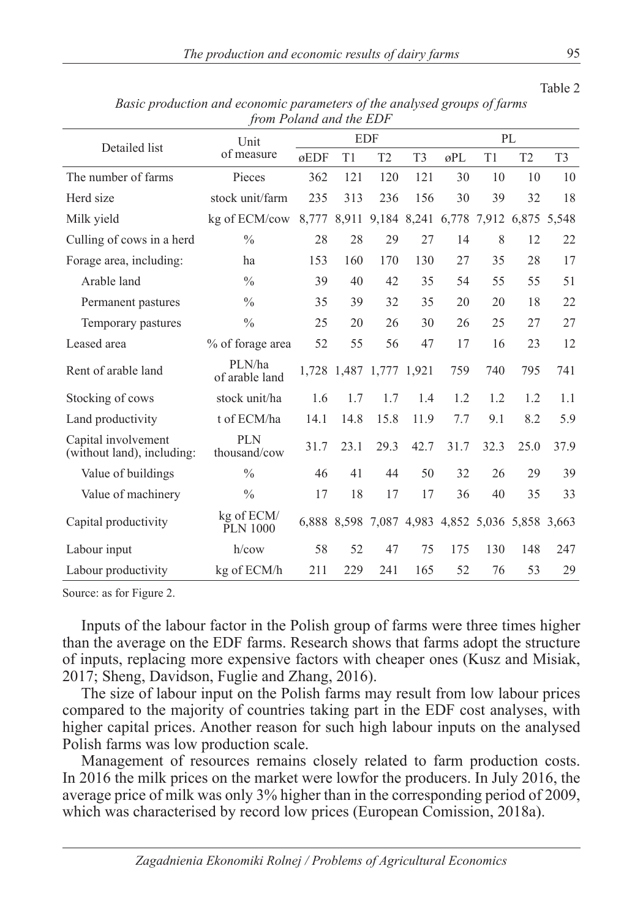Table 2

*Basic production and economic parameters of the analysed groups of farms from Poland and the EDF*

| Detailed list | Unit of measure | EDF | | | | PL | | | |
|---|---|---|---|---|---|---|---|---|---|
| | | øEDF | T1 | T2 | T3 | øPL | T1 | T2 | T3 |
| The number of farms | Pieces | 362 | 121 | 120 | 121 | 30 | 10 | 10 | 10 |
| Herd size | stock unit/farm | 235 | 313 | 236 | 156 | 30 | 39 | 32 | 18 |
| Milk yield | kg of ECM/cow | 8,777 | 8,911 | 9,184 | 8,241 | 6,778 | 7,912 | 6,875 | 5,548 |
| Culling of cows in a herd | % | 28 | 28 | 29 | 27 | 14 | 8 | 12 | 22 |
| Forage area, including: | ha | 153 | 160 | 170 | 130 | 27 | 35 | 28 | 17 |
| Arable land | % | 39 | 40 | 42 | 35 | 54 | 55 | 55 | 51 |
| Permanent pastures | % | 35 | 39 | 32 | 35 | 20 | 20 | 18 | 22 |
| Temporary pastures | % | 25 | 20 | 26 | 30 | 26 | 25 | 27 | 27 |
| Leased area | % of forage area | 52 | 55 | 56 | 47 | 17 | 16 | 23 | 12 |
| Rent of arable land | PLN/ha of arable land | 1,728 | 1,487 | 1,777 | 1,921 | 759 | 740 | 795 | 741 |
| Stocking of cows | stock unit/ha | 1.6 | 1.7 | 1.7 | 1.4 | 1.2 | 1.2 | 1.2 | 1.1 |
| Land productivity | t of ECM/ha | 14.1 | 14.8 | 15.8 | 11.9 | 7.7 | 9.1 | 8.2 | 5.9 |
| Capital involvement (without land), including: | PLN thousand/cow | 31.7 | 23.1 | 29.3 | 42.7 | 31.7 | 32.3 | 25.0 | 37.9 |
| Value of buildings | % | 46 | 41 | 44 | 50 | 32 | 26 | 29 | 39 |
| Value of machinery | % | 17 | 18 | 17 | 17 | 36 | 40 | 35 | 33 |
| Capital productivity | kg of ECM/ PLN 1000 | 6,888 | 8,598 | 7,087 | 4,983 | 4,852 | 5,036 | 5,858 | 3,663 |
| Labour input | h/cow | 58 | 52 | 47 | 75 | 175 | 130 | 148 | 247 |
| Labour productivity | kg of ECM/h | 211 | 229 | 241 | 165 | 52 | 76 | 53 | 29 |

Source: as for Figure 2.

Inputs of the labour factor in the Polish group of farms were three times higher than the average on the EDF farms. Research shows that farms adopt the structure of inputs, replacing more expensive factors with cheaper ones (Kusz and Misiak, 2017; Sheng, Davidson, Fuglie and Zhang, 2016).

The size of labour input on the Polish farms may result from low labour prices compared to the majority of countries taking part in the EDF cost analyses, with higher capital prices. Another reason for such high labour inputs on the analysed Polish farms was low production scale.

Management of resources remains closely related to farm production costs. In 2016 the milk prices on the market were lowfor the producers. In July 2016, the average price of milk was only 3% higher than in the corresponding period of 2009, which was characterised by record low prices (European Comission, 2018a).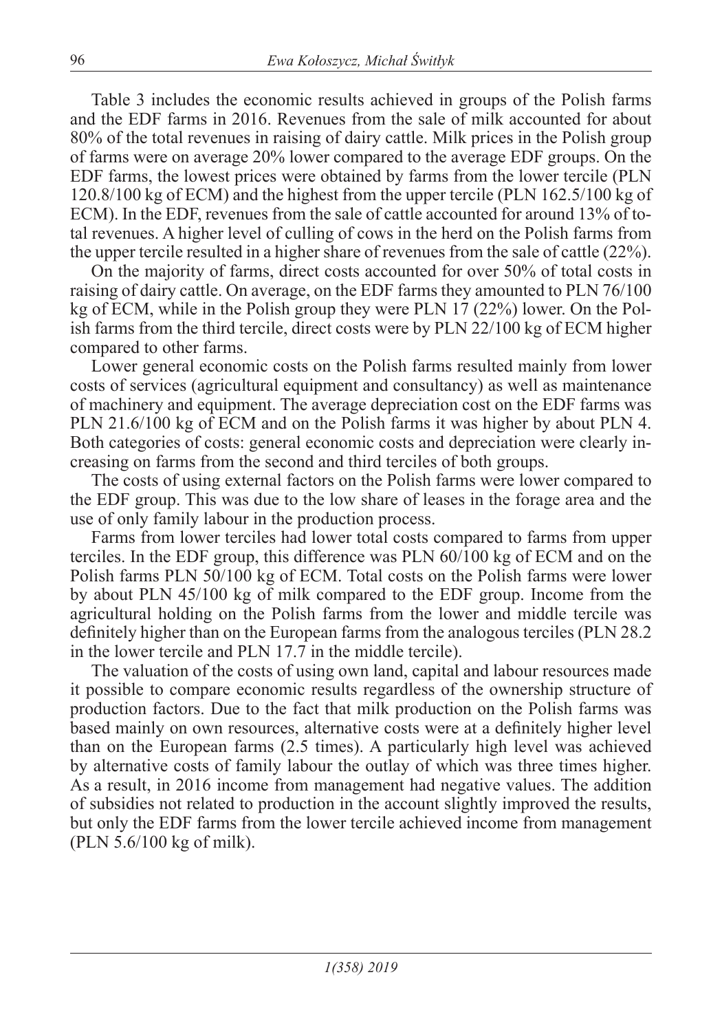Table 3 includes the economic results achieved in groups of the Polish farms and the EDF farms in 2016. Revenues from the sale of milk accounted for about 80% of the total revenues in raising of dairy cattle. Milk prices in the Polish group of farms were on average 20% lower compared to the average EDF groups. On the EDF farms, the lowest prices were obtained by farms from the lower tercile (PLN 120.8/100 kg of ECM) and the highest from the upper tercile (PLN 162.5/100 kg of ECM). In the EDF, revenues from the sale of cattle accounted for around 13% of total revenues. A higher level of culling of cows in the herd on the Polish farms from the upper tercile resulted in a higher share of revenues from the sale of cattle (22%).

On the majority of farms, direct costs accounted for over 50% of total costs in raising of dairy cattle. On average, on the EDF farms they amounted to PLN 76/100 kg of ECM, while in the Polish group they were PLN 17 (22%) lower. On the Polish farms from the third tercile, direct costs were by PLN 22/100 kg of ECM higher compared to other farms.

Lower general economic costs on the Polish farms resulted mainly from lower costs of services (agricultural equipment and consultancy) as well as maintenance of machinery and equipment. The average depreciation cost on the EDF farms was PLN 21.6/100 kg of ECM and on the Polish farms it was higher by about PLN 4. Both categories of costs: general economic costs and depreciation were clearly increasing on farms from the second and third terciles of both groups.

The costs of using external factors on the Polish farms were lower compared to the EDF group. This was due to the low share of leases in the forage area and the use of only family labour in the production process.

Farms from lower terciles had lower total costs compared to farms from upper terciles. In the EDF group, this difference was PLN 60/100 kg of ECM and on the Polish farms PLN 50/100 kg of ECM. Total costs on the Polish farms were lower by about PLN 45/100 kg of milk compared to the EDF group. Income from the agricultural holding on the Polish farms from the lower and middle tercile was definitely higher than on the European farms from the analogous terciles (PLN 28.2 in the lower tercile and PLN 17.7 in the middle tercile).

The valuation of the costs of using own land, capital and labour resources made it possible to compare economic results regardless of the ownership structure of production factors. Due to the fact that milk production on the Polish farms was based mainly on own resources, alternative costs were at a definitely higher level than on the European farms (2.5 times). A particularly high level was achieved by alternative costs of family labour the outlay of which was three times higher. As a result, in 2016 income from management had negative values. The addition of subsidies not related to production in the account slightly improved the results, but only the EDF farms from the lower tercile achieved income from management (PLN 5.6/100 kg of milk).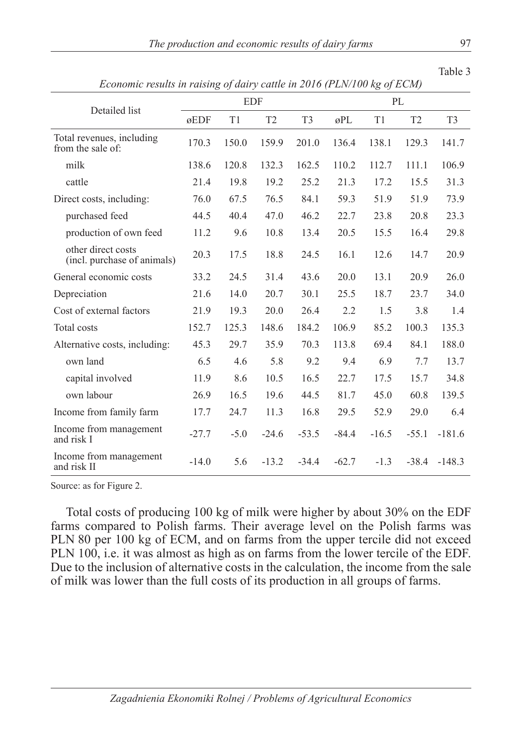Table 3

*Economic results in raising of dairy cattle in 2016 (PLN/100 kg of ECM)*

| Detailed list | EDF | | | | PL | | | |
|---|---|---|---|---|---|---|---|---|
| | øEDF | T1 | T2 | T3 | øPL | T1 | T2 | T3 |
| Total revenues, including from the sale of: | 170.3 | 150.0 | 159.9 | 201.0 | 136.4 | 138.1 | 129.3 | 141.7 |
| milk | 138.6 | 120.8 | 132.3 | 162.5 | 110.2 | 112.7 | 111.1 | 106.9 |
| cattle | 21.4 | 19.8 | 19.2 | 25.2 | 21.3 | 17.2 | 15.5 | 31.3 |
| Direct costs, including: | 76.0 | 67.5 | 76.5 | 84.1 | 59.3 | 51.9 | 51.9 | 73.9 |
| purchased feed | 44.5 | 40.4 | 47.0 | 46.2 | 22.7 | 23.8 | 20.8 | 23.3 |
| production of own feed | 11.2 | 9.6 | 10.8 | 13.4 | 20.5 | 15.5 | 16.4 | 29.8 |
| other direct costs (incl. purchase of animals) | 20.3 | 17.5 | 18.8 | 24.5 | 16.1 | 12.6 | 14.7 | 20.9 |
| General economic costs | 33.2 | 24.5 | 31.4 | 43.6 | 20.0 | 13.1 | 20.9 | 26.0 |
| Depreciation | 21.6 | 14.0 | 20.7 | 30.1 | 25.5 | 18.7 | 23.7 | 34.0 |
| Cost of external factors | 21.9 | 19.3 | 20.0 | 26.4 | 2.2 | 1.5 | 3.8 | 1.4 |
| Total costs | 152.7 | 125.3 | 148.6 | 184.2 | 106.9 | 85.2 | 100.3 | 135.3 |
| Alternative costs, including: | 45.3 | 29.7 | 35.9 | 70.3 | 113.8 | 69.4 | 84.1 | 188.0 |
| own land | 6.5 | 4.6 | 5.8 | 9.2 | 9.4 | 6.9 | 7.7 | 13.7 |
| capital involved | 11.9 | 8.6 | 10.5 | 16.5 | 22.7 | 17.5 | 15.7 | 34.8 |
| own labour | 26.9 | 16.5 | 19.6 | 44.5 | 81.7 | 45.0 | 60.8 | 139.5 |
| Income from family farm | 17.7 | 24.7 | 11.3 | 16.8 | 29.5 | 52.9 | 29.0 | 6.4 |
| Income from management and risk I | -27.7 | -5.0 | -24.6 | -53.5 | -84.4 | -16.5 | -55.1 | -181.6 |
| Income from management and risk II | -14.0 | 5.6 | -13.2 | -34.4 | -62.7 | -1.3 | -38.4 | -148.3 |

Source: as for Figure 2.

Total costs of producing 100 kg of milk were higher by about 30% on the EDF farms compared to Polish farms. Their average level on the Polish farms was PLN 80 per 100 kg of ECM, and on farms from the upper tercile did not exceed PLN 100, i.e. it was almost as high as on farms from the lower tercile of the EDF. Due to the inclusion of alternative costs in the calculation, the income from the sale of milk was lower than the full costs of its production in all groups of farms.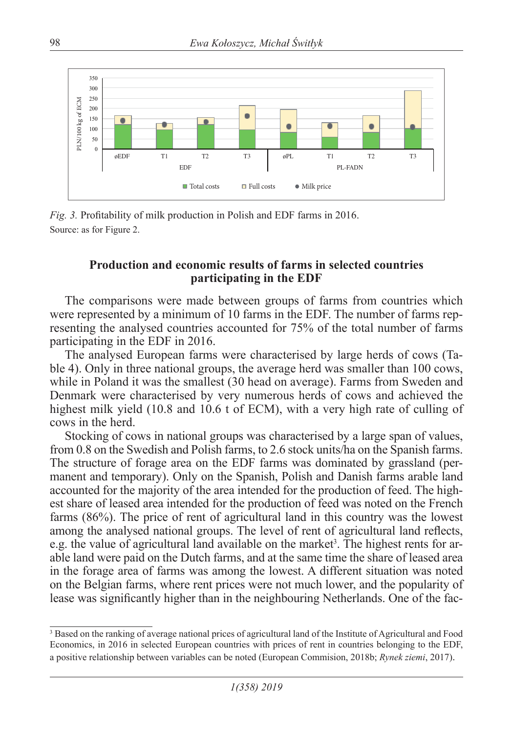*Fig. 3.* Profitability of milk production in Polish and EDF farms in 2016.
Source: as for Figure 2.

## Production and economic results of farms in selected countries participating in the EDF

The comparisons were made between groups of farms from countries which were represented by a minimum of 10 farms in the EDF. The number of farms representing the analysed countries accounted for 75% of the total number of farms participating in the EDF in 2016.

The analysed European farms were characterised by large herds of cows (Table 4). Only in three national groups, the average herd was smaller than 100 cows, while in Poland it was the smallest (30 head on average). Farms from Sweden and Denmark were characterised by very numerous herds of cows and achieved the highest milk yield (10.8 and 10.6 t of ECM), with a very high rate of culling of cows in the herd.

Stocking of cows in national groups was characterised by a large span of values, from 0.8 on the Swedish and Polish farms, to 2.6 stock units/ha on the Spanish farms. The structure of forage area on the EDF farms was dominated by grassland (permanent and temporary). Only on the Spanish, Polish and Danish farms arable land accounted for the majority of the area intended for the production of feed. The highest share of leased area intended for the production of feed was noted on the French farms (86%). The price of rent of agricultural land in this country was the lowest among the analysed national groups. The level of rent of agricultural land reflects, e.g. the value of agricultural land available on the market[3]. The highest rents for arable land were paid on the Dutch farms, and at the same time the share of leased area in the forage area of farms was among the lowest. A different situation was noted on the Belgian farms, where rent prices were not much lower, and the popularity of lease was significantly higher than in the neighbouring Netherlands. One of the fac-

[3] Based on the ranking of average national prices of agricultural land of the Institute of Agricultural and Food Economics, in 2016 in selected European countries with prices of rent in countries belonging to the EDF, a positive relationship between variables can be noted (European Commision, 2018b; *Rynek ziemi*, 2017).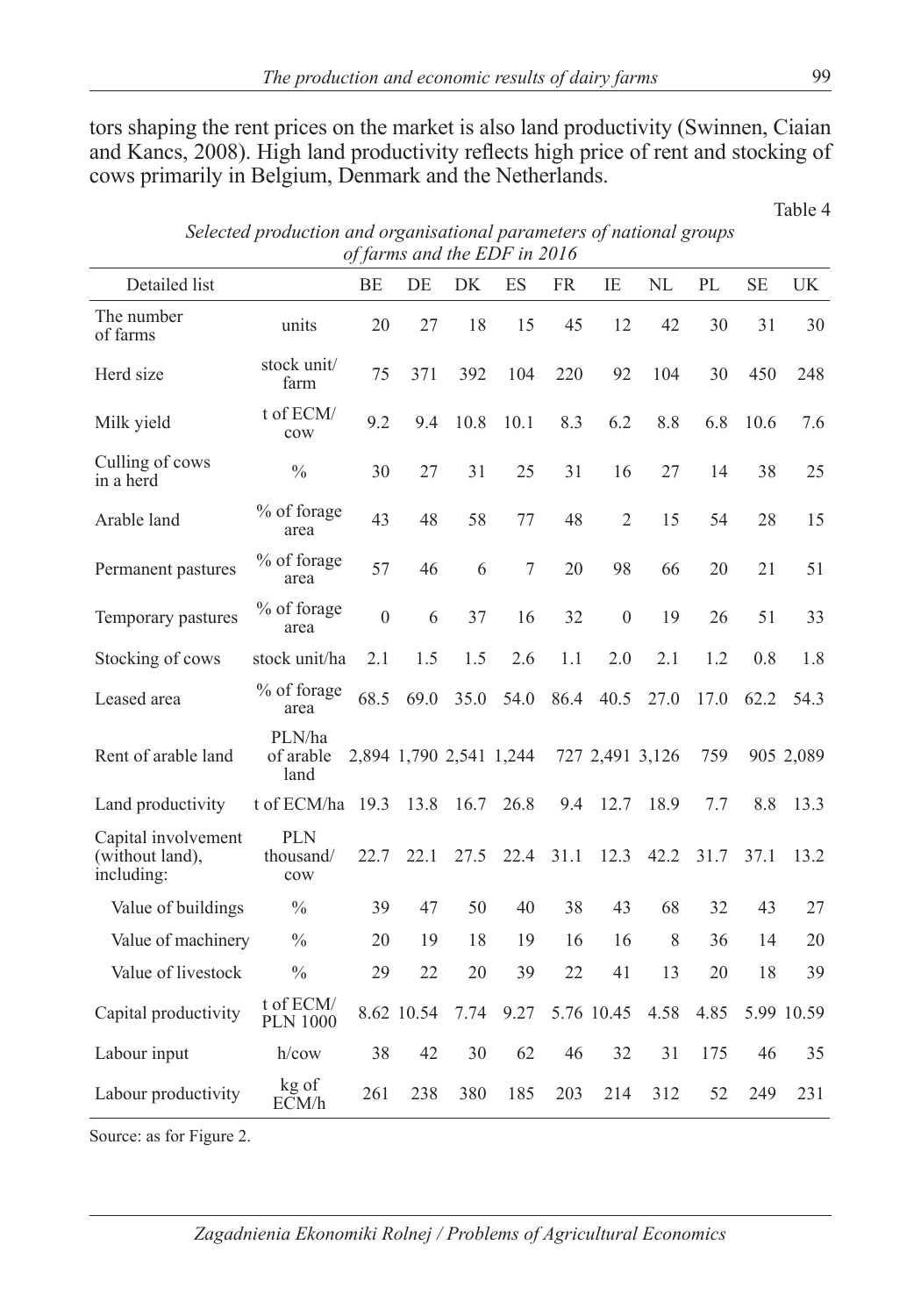tors shaping the rent prices on the market is also land productivity (Swinnen, Ciaian and Kancs, 2008). High land productivity reflects high price of rent and stocking of cows primarily in Belgium, Denmark and the Netherlands.

Table 4

*Selected production and organisational parameters of national groups of farms and the EDF in 2016*

| Detailed list | | BE | DE | DK | ES | FR | IE | NL | PL | SE | UK |
|---|---|---|---|---|---|---|---|---|---|---|---|
| The number of farms | units | 20 | 27 | 18 | 15 | 45 | 12 | 42 | 30 | 31 | 30 |
| Herd size | stock unit/farm | 75 | 371 | 392 | 104 | 220 | 92 | 104 | 30 | 450 | 248 |
| Milk yield | t of ECM/cow | 9.2 | 9.4 | 10.8 | 10.1 | 8.3 | 6.2 | 8.8 | 6.8 | 10.6 | 7.6 |
| Culling of cows in a herd | % | 30 | 27 | 31 | 25 | 31 | 16 | 27 | 14 | 38 | 25 |
| Arable land | % of forage area | 43 | 48 | 58 | 77 | 48 | 2 | 15 | 54 | 28 | 15 |
| Permanent pastures | % of forage area | 57 | 46 | 6 | 7 | 20 | 98 | 66 | 20 | 21 | 51 |
| Temporary pastures | % of forage area | 0 | 6 | 37 | 16 | 32 | 0 | 19 | 26 | 51 | 33 |
| Stocking of cows | stock unit/ha | 2.1 | 1.5 | 1.5 | 2.6 | 1.1 | 2.0 | 2.1 | 1.2 | 0.8 | 1.8 |
| Leased area | % of forage area | 68.5 | 69.0 | 35.0 | 54.0 | 86.4 | 40.5 | 27.0 | 17.0 | 62.2 | 54.3 |
| Rent of arable land | PLN/ha of arable land | 2,894 | 1,790 | 2,541 | 1,244 | 727 | 2,491 | 3,126 | 759 | 905 | 2,089 |
| Land productivity | t of ECM/ha | 19.3 | 13.8 | 16.7 | 26.8 | 9.4 | 12.7 | 18.9 | 7.7 | 8.8 | 13.3 |
| Capital involvement (without land), including: | PLN thousand/cow | 22.7 | 22.1 | 27.5 | 22.4 | 31.1 | 12.3 | 42.2 | 31.7 | 37.1 | 13.2 |
| Value of buildings | % | 39 | 47 | 50 | 40 | 38 | 43 | 68 | 32 | 43 | 27 |
| Value of machinery | % | 20 | 19 | 18 | 19 | 16 | 16 | 8 | 36 | 14 | 20 |
| Value of livestock | % | 29 | 22 | 20 | 39 | 22 | 41 | 13 | 20 | 18 | 39 |
| Capital productivity | t of ECM/PLN 1000 | 8.62 | 10.54 | 7.74 | 9.27 | 5.76 | 10.45 | 4.58 | 4.85 | 5.99 | 10.59 |
| Labour input | h/cow | 38 | 42 | 30 | 62 | 46 | 32 | 31 | 175 | 46 | 35 |
| Labour productivity | kg of ECM/h | 261 | 238 | 380 | 185 | 203 | 214 | 312 | 52 | 249 | 231 |

Source: as for Figure 2.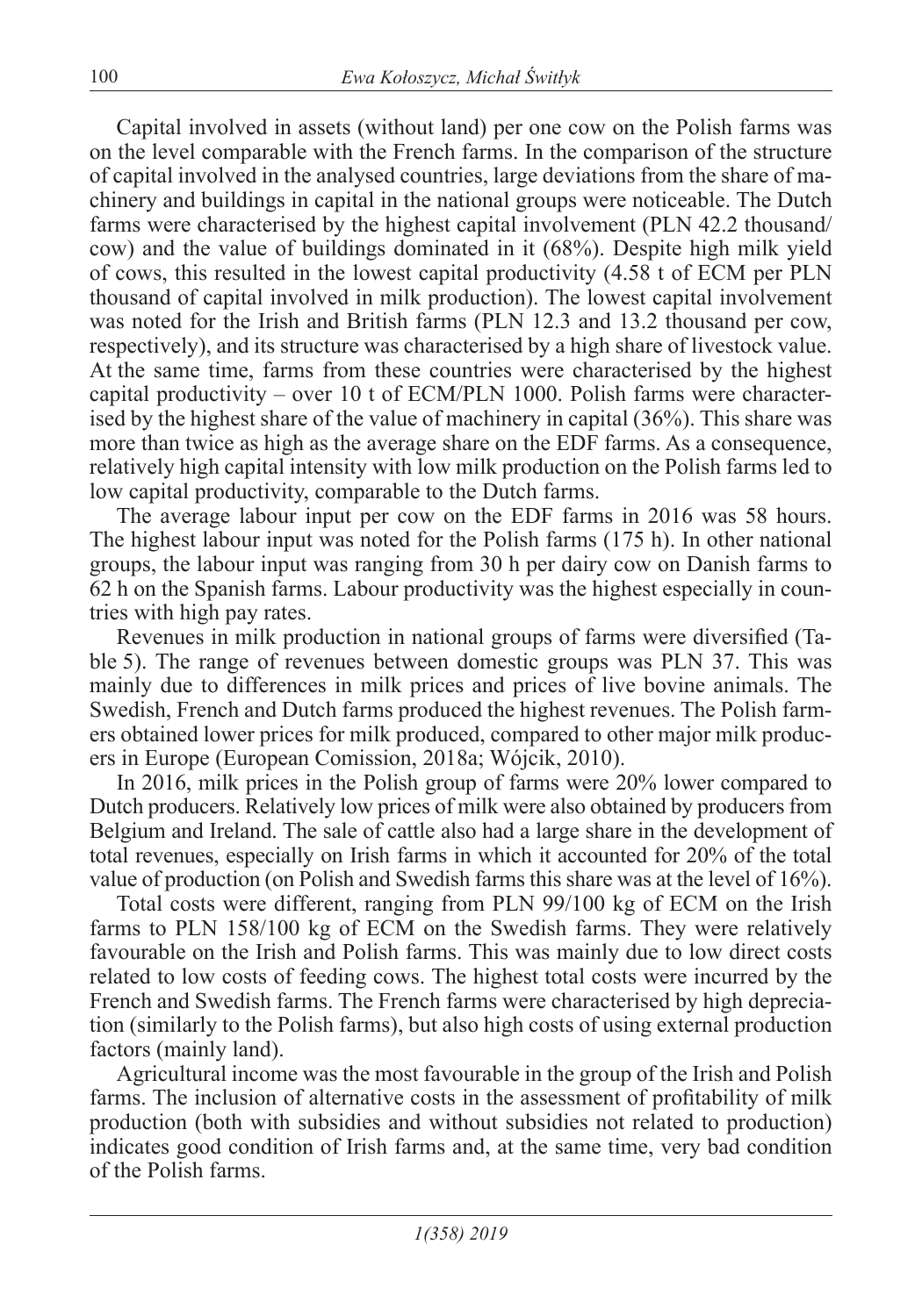Capital involved in assets (without land) per one cow on the Polish farms was on the level comparable with the French farms. In the comparison of the structure of capital involved in the analysed countries, large deviations from the share of machinery and buildings in capital in the national groups were noticeable. The Dutch farms were characterised by the highest capital involvement (PLN 42.2 thousand/cow) and the value of buildings dominated in it (68%). Despite high milk yield of cows, this resulted in the lowest capital productivity (4.58 t of ECM per PLN thousand of capital involved in milk production). The lowest capital involvement was noted for the Irish and British farms (PLN 12.3 and 13.2 thousand per cow, respectively), and its structure was characterised by a high share of livestock value. At the same time, farms from these countries were characterised by the highest capital productivity – over 10 t of ECM/PLN 1000. Polish farms were characterised by the highest share of the value of machinery in capital (36%). This share was more than twice as high as the average share on the EDF farms. As a consequence, relatively high capital intensity with low milk production on the Polish farms led to low capital productivity, comparable to the Dutch farms.

The average labour input per cow on the EDF farms in 2016 was 58 hours. The highest labour input was noted for the Polish farms (175 h). In other national groups, the labour input was ranging from 30 h per dairy cow on Danish farms to 62 h on the Spanish farms. Labour productivity was the highest especially in countries with high pay rates.

Revenues in milk production in national groups of farms were diversified (Table 5). The range of revenues between domestic groups was PLN 37. This was mainly due to differences in milk prices and prices of live bovine animals. The Swedish, French and Dutch farms produced the highest revenues. The Polish farmers obtained lower prices for milk produced, compared to other major milk producers in Europe (European Comission, 2018a; Wójcik, 2010).

In 2016, milk prices in the Polish group of farms were 20% lower compared to Dutch producers. Relatively low prices of milk were also obtained by producers from Belgium and Ireland. The sale of cattle also had a large share in the development of total revenues, especially on Irish farms in which it accounted for 20% of the total value of production (on Polish and Swedish farms this share was at the level of 16%).

Total costs were different, ranging from PLN 99/100 kg of ECM on the Irish farms to PLN 158/100 kg of ECM on the Swedish farms. They were relatively favourable on the Irish and Polish farms. This was mainly due to low direct costs related to low costs of feeding cows. The highest total costs were incurred by the French and Swedish farms. The French farms were characterised by high depreciation (similarly to the Polish farms), but also high costs of using external production factors (mainly land).

Agricultural income was the most favourable in the group of the Irish and Polish farms. The inclusion of alternative costs in the assessment of profitability of milk production (both with subsidies and without subsidies not related to production) indicates good condition of Irish farms and, at the same time, very bad condition of the Polish farms.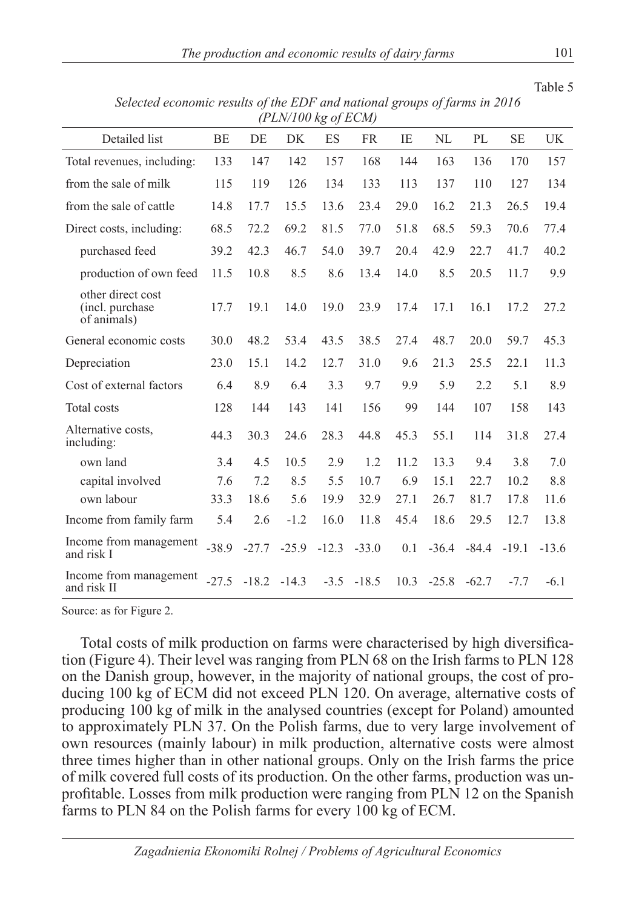Table 5

*Selected economic results of the EDF and national groups of farms in 2016 (PLN/100 kg of ECM)*

| Detailed list | BE | DE | DK | ES | FR | IE | NL | PL | SE | UK |
|---|---|---|---|---|---|---|---|---|---|---|
| Total revenues, including: | 133 | 147 | 142 | 157 | 168 | 144 | 163 | 136 | 170 | 157 |
| from the sale of milk | 115 | 119 | 126 | 134 | 133 | 113 | 137 | 110 | 127 | 134 |
| from the sale of cattle | 14.8 | 17.7 | 15.5 | 13.6 | 23.4 | 29.0 | 16.2 | 21.3 | 26.5 | 19.4 |
| Direct costs, including: | 68.5 | 72.2 | 69.2 | 81.5 | 77.0 | 51.8 | 68.5 | 59.3 | 70.6 | 77.4 |
| purchased feed | 39.2 | 42.3 | 46.7 | 54.0 | 39.7 | 20.4 | 42.9 | 22.7 | 41.7 | 40.2 |
| production of own feed | 11.5 | 10.8 | 8.5 | 8.6 | 13.4 | 14.0 | 8.5 | 20.5 | 11.7 | 9.9 |
| other direct cost (incl. purchase of animals) | 17.7 | 19.1 | 14.0 | 19.0 | 23.9 | 17.4 | 17.1 | 16.1 | 17.2 | 27.2 |
| General economic costs | 30.0 | 48.2 | 53.4 | 43.5 | 38.5 | 27.4 | 48.7 | 20.0 | 59.7 | 45.3 |
| Depreciation | 23.0 | 15.1 | 14.2 | 12.7 | 31.0 | 9.6 | 21.3 | 25.5 | 22.1 | 11.3 |
| Cost of external factors | 6.4 | 8.9 | 6.4 | 3.3 | 9.7 | 9.9 | 5.9 | 2.2 | 5.1 | 8.9 |
| Total costs | 128 | 144 | 143 | 141 | 156 | 99 | 144 | 107 | 158 | 143 |
| Alternative costs, including: | 44.3 | 30.3 | 24.6 | 28.3 | 44.8 | 45.3 | 55.1 | 114 | 31.8 | 27.4 |
| own land | 3.4 | 4.5 | 10.5 | 2.9 | 1.2 | 11.2 | 13.3 | 9.4 | 3.8 | 7.0 |
| capital involved | 7.6 | 7.2 | 8.5 | 5.5 | 10.7 | 6.9 | 15.1 | 22.7 | 10.2 | 8.8 |
| own labour | 33.3 | 18.6 | 5.6 | 19.9 | 32.9 | 27.1 | 26.7 | 81.7 | 17.8 | 11.6 |
| Income from family farm | 5.4 | 2.6 | -1.2 | 16.0 | 11.8 | 45.4 | 18.6 | 29.5 | 12.7 | 13.8 |
| Income from management and risk I | -38.9 | -27.7 | -25.9 | -12.3 | -33.0 | 0.1 | -36.4 | -84.4 | -19.1 | -13.6 |
| Income from management and risk II | -27.5 | -18.2 | -14.3 | -3.5 | -18.5 | 10.3 | -25.8 | -62.7 | -7.7 | -6.1 |

Source: as for Figure 2.

Total costs of milk production on farms were characterised by high diversification (Figure 4). Their level was ranging from PLN 68 on the Irish farms to PLN 128 on the Danish group, however, in the majority of national groups, the cost of producing 100 kg of ECM did not exceed PLN 120. On average, alternative costs of producing 100 kg of milk in the analysed countries (except for Poland) amounted to approximately PLN 37. On the Polish farms, due to very large involvement of own resources (mainly labour) in milk production, alternative costs were almost three times higher than in other national groups. Only on the Irish farms the price of milk covered full costs of its production. On the other farms, production was unprofitable. Losses from milk production were ranging from PLN 12 on the Spanish farms to PLN 84 on the Polish farms for every 100 kg of ECM.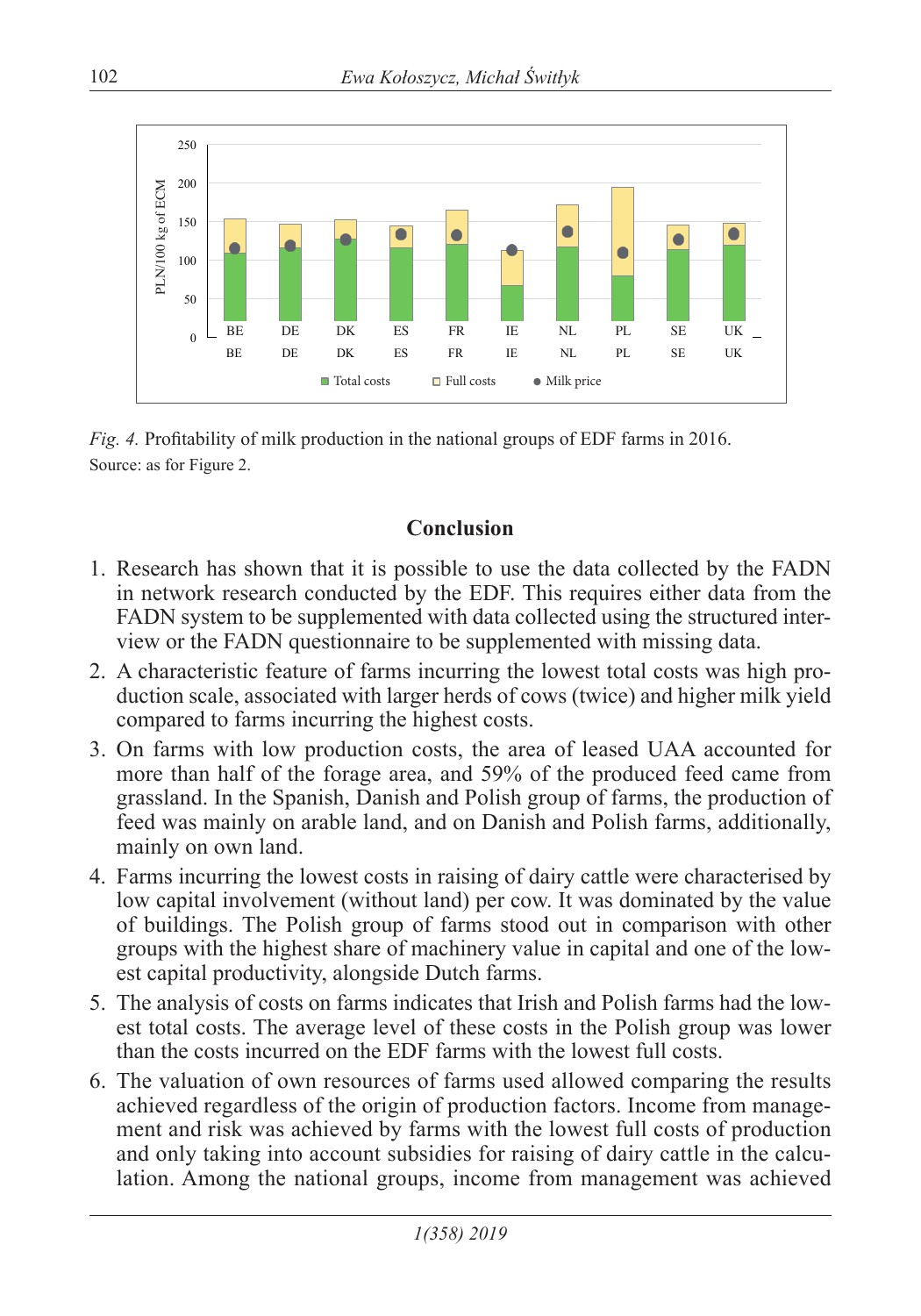*Fig. 4.* Profitability of milk production in the national groups of EDF farms in 2016.
Source: as for Figure 2.

## Conclusion

1. Research has shown that it is possible to use the data collected by the FADN in network research conducted by the EDF. This requires either data from the FADN system to be supplemented with data collected using the structured interview or the FADN questionnaire to be supplemented with missing data.
2. A characteristic feature of farms incurring the lowest total costs was high production scale, associated with larger herds of cows (twice) and higher milk yield compared to farms incurring the highest costs.
3. On farms with low production costs, the area of leased UAA accounted for more than half of the forage area, and 59% of the produced feed came from grassland. In the Spanish, Danish and Polish group of farms, the production of feed was mainly on arable land, and on Danish and Polish farms, additionally, mainly on own land.
4. Farms incurring the lowest costs in raising of dairy cattle were characterised by low capital involvement (without land) per cow. It was dominated by the value of buildings. The Polish group of farms stood out in comparison with other groups with the highest share of machinery value in capital and one of the lowest capital productivity, alongside Dutch farms.
5. The analysis of costs on farms indicates that Irish and Polish farms had the lowest total costs. The average level of these costs in the Polish group was lower than the costs incurred on the EDF farms with the lowest full costs.
6. The valuation of own resources of farms used allowed comparing the results achieved regardless of the origin of production factors. Income from management and risk was achieved by farms with the lowest full costs of production and only taking into account subsidies for raising of dairy cattle in the calculation. Among the national groups, income from management was achieved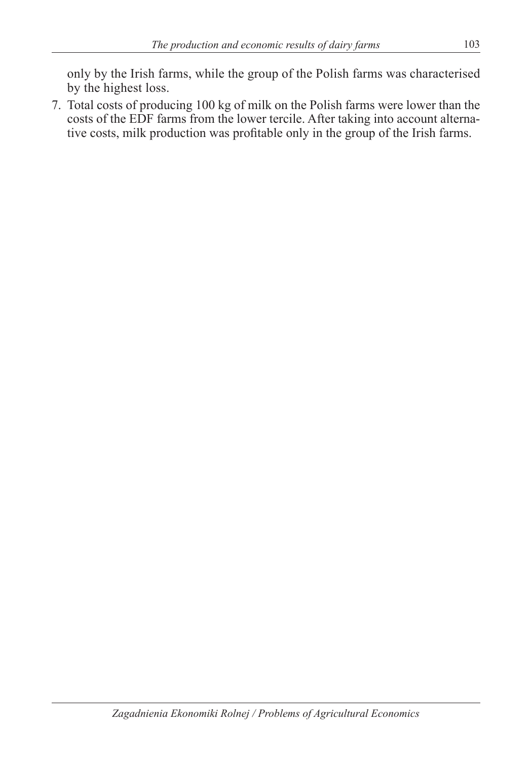only by the Irish farms, while the group of the Polish farms was characterised by the highest loss.

7. Total costs of producing 100 kg of milk on the Polish farms were lower than the costs of the EDF farms from the lower tercile. After taking into account alternative costs, milk production was profitable only in the group of the Irish farms.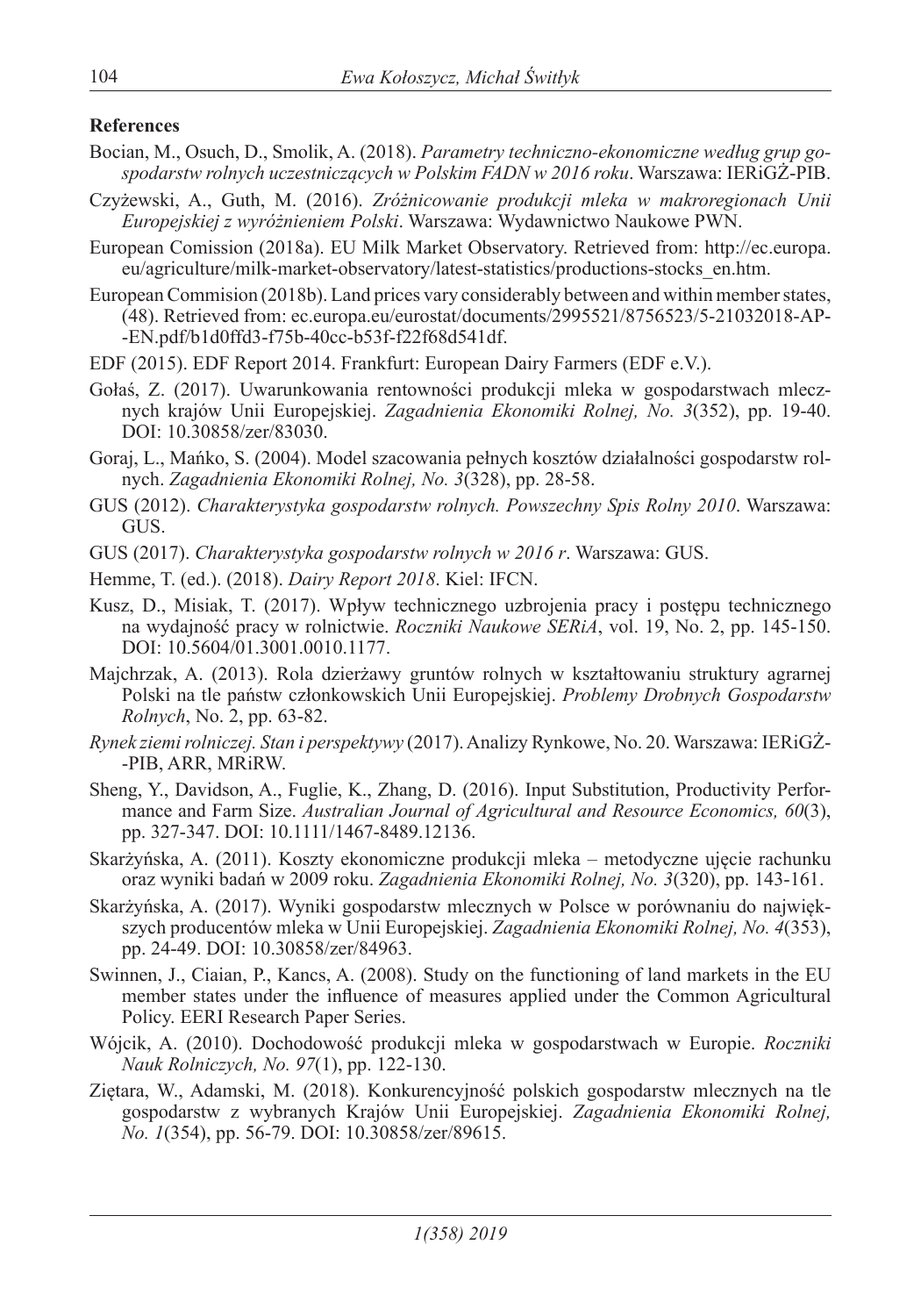**References**

Bocian, M., Osuch, D., Smolik, A. (2018). *Parametry techniczno-ekonomiczne według grup gospodarstw rolnych uczestniczących w Polskim FADN w 2016 roku*. Warszawa: IERiGŻ-PIB.

Czyżewski, A., Guth, M. (2016). *Zróżnicowanie produkcji mleka w makroregionach Unii Europejskiej z wyróżnieniem Polski*. Warszawa: Wydawnictwo Naukowe PWN.

European Comission (2018a). EU Milk Market Observatory. Retrieved from: http://ec.europa.eu/agriculture/milk-market-observatory/latest-statistics/productions-stocks_en.htm.

European Commision (2018b). Land prices vary considerably between and within member states, (48). Retrieved from: ec.europa.eu/eurostat/documents/2995521/8756523/5-21032018-AP-EN.pdf/b1d0ffd3-f75b-40cc-b53f-f22f68d541df.

EDF (2015). EDF Report 2014. Frankfurt: European Dairy Farmers (EDF e.V.).

Gołaś, Z. (2017). Uwarunkowania rentowności produkcji mleka w gospodarstwach mlecznych krajów Unii Europejskiej. *Zagadnienia Ekonomiki Rolnej, No. 3*(352), pp. 19-40. DOI: 10.30858/zer/83030.

Goraj, L., Mańko, S. (2004). Model szacowania pełnych kosztów działalności gospodarstw rolnych. *Zagadnienia Ekonomiki Rolnej, No. 3*(328), pp. 28-58.

GUS (2012). *Charakterystyka gospodarstw rolnych. Powszechny Spis Rolny 2010*. Warszawa: GUS.

GUS (2017). *Charakterystyka gospodarstw rolnych w 2016 r*. Warszawa: GUS.

Hemme, T. (ed.). (2018). *Dairy Report 2018*. Kiel: IFCN.

Kusz, D., Misiak, T. (2017). Wpływ technicznego uzbrojenia pracy i postępu technicznego na wydajność pracy w rolnictwie. *Roczniki Naukowe SERiA*, vol. 19, No. 2, pp. 145-150. DOI: 10.5604/01.3001.0010.1177.

Majchrzak, A. (2013). Rola dzierżawy gruntów rolnych w kształtowaniu struktury agrarnej Polski na tle państw członkowskich Unii Europejskiej. *Problemy Drobnych Gospodarstw Rolnych*, No. 2, pp. 63-82.

*Rynek ziemi rolniczej. Stan i perspektywy* (2017). Analizy Rynkowe, No. 20. Warszawa: IERiGŻ-PIB, ARR, MRiRW.

Sheng, Y., Davidson, A., Fuglie, K., Zhang, D. (2016). Input Substitution, Productivity Performance and Farm Size. *Australian Journal of Agricultural and Resource Economics, 60*(3), pp. 327-347. DOI: 10.1111/1467-8489.12136.

Skarżyńska, A. (2011). Koszty ekonomiczne produkcji mleka – metodyczne ujęcie rachunku oraz wyniki badań w 2009 roku. *Zagadnienia Ekonomiki Rolnej, No. 3*(320), pp. 143-161.

Skarżyńska, A. (2017). Wyniki gospodarstw mlecznych w Polsce w porównaniu do największych producentów mleka w Unii Europejskiej. *Zagadnienia Ekonomiki Rolnej, No. 4*(353), pp. 24-49. DOI: 10.30858/zer/84963.

Swinnen, J., Ciaian, P., Kancs, A. (2008). Study on the functioning of land markets in the EU member states under the influence of measures applied under the Common Agricultural Policy. EERI Research Paper Series.

Wójcik, A. (2010). Dochodowość produkcji mleka w gospodarstwach w Europie. *Roczniki Nauk Rolniczych, No. 97*(1), pp. 122-130.

Ziętara, W., Adamski, M. (2018). Konkurencyjność polskich gospodarstw mlecznych na tle gospodarstw z wybranych Krajów Unii Europejskiej. *Zagadnienia Ekonomiki Rolnej, No. 1*(354), pp. 56-79. DOI: 10.30858/zer/89615.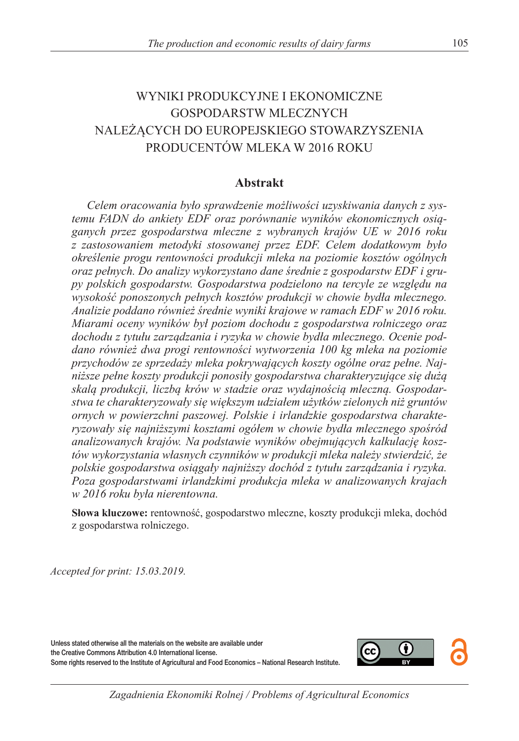# WYNIKI PRODUKCYJNE I EKONOMICZNE GOSPODARSTW MLECZNYCH NALEŻĄCYCH DO EUROPEJSKIEGO STOWARZYSZENIA PRODUCENTÓW MLEKA W 2016 ROKU

## Abstrakt

*Celem oracowania było sprawdzenie możliwości uzyskiwania danych z systemu FADN do ankiety EDF oraz porównanie wyników ekonomicznych osiąganych przez gospodarstwa mleczne z wybranych krajów UE w 2016 roku z zastosowaniem metodyki stosowanej przez EDF. Celem dodatkowym było określenie progu rentowności produkcji mleka na poziomie kosztów ogólnych oraz pełnych. Do analizy wykorzystano dane średnie z gospodarstw EDF i grupy polskich gospodarstw. Gospodarstwa podzielono na tercyle ze względu na wysokość ponoszonych pełnych kosztów produkcji w chowie bydła mlecznego. Analizie poddano również średnie wyniki krajowe w ramach EDF w 2016 roku. Miarami oceny wyników był poziom dochodu z gospodarstwa rolniczego oraz dochodu z tytułu zarządzania i ryzyka w chowie bydła mlecznego. Ocenie poddano również dwa progi rentowności wytworzenia 100 kg mleka na poziomie przychodów ze sprzedaży mleka pokrywających koszty ogólne oraz pełne. Najniższe pełne koszty produkcji ponosiły gospodarstwa charakteryzujące się dużą skalą produkcji, liczbą krów w stadzie oraz wydajnością mleczną. Gospodarstwa te charakteryzowały się większym udziałem użytków zielonych niż gruntów ornych w powierzchni paszowej. Polskie i irlandzkie gospodarstwa charakteryzowały się najniższymi kosztami ogółem w chowie bydła mlecznego spośród analizowanych krajów. Na podstawie wyników obejmujących kalkulację kosztów wykorzystania własnych czynników w produkcji mleka należy stwierdzić, że polskie gospodarstwa osiągały najniższy dochód z tytułu zarządzania i ryzyka. Poza gospodarstwami irlandzkimi produkcja mleka w analizowanych krajach w 2016 roku była nierentowna.*

**Słowa kluczowe:** rentowność, gospodarstwo mleczne, koszty produkcji mleka, dochód z gospodarstwa rolniczego.

*Accepted for print: 15.03.2019.*

Unless stated otherwise all the materials on the website are available under the Creative Commons Attribution 4.0 International license.
Some rights reserved to the Institute of Agricultural and Food Economics – National Research Institute.